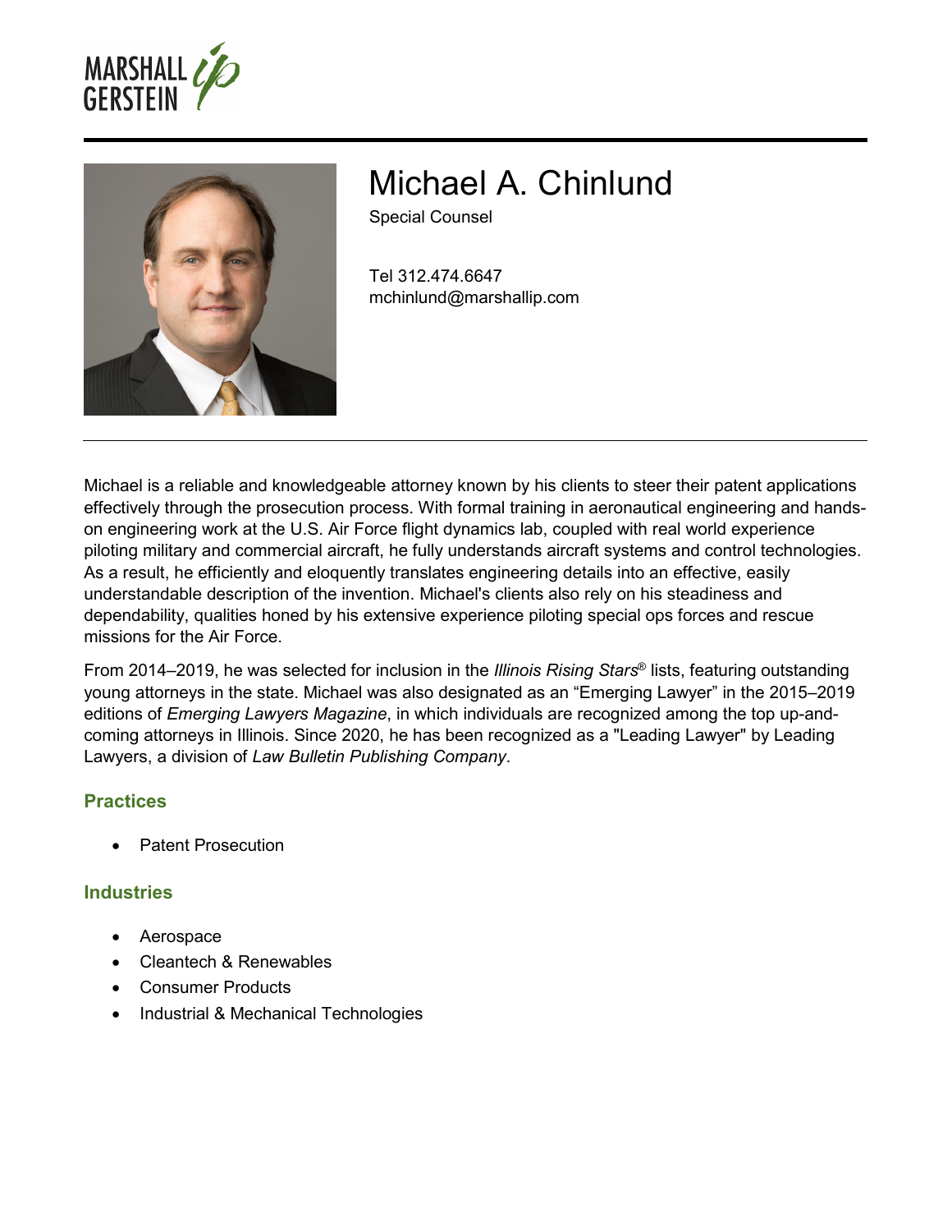# Michael A. Chinlund

Special Counsel

Tel 312.474.6647
mchinlund@marshallip.com

Michael is a reliable and knowledgeable attorney known by his clients to steer their patent applications effectively through the prosecution process. With formal training in aeronautical engineering and hands-on engineering work at the U.S. Air Force flight dynamics lab, coupled with real world experience piloting military and commercial aircraft, he fully understands aircraft systems and control technologies. As a result, he efficiently and eloquently translates engineering details into an effective, easily understandable description of the invention. Michael's clients also rely on his steadiness and dependability, qualities honed by his extensive experience piloting special ops forces and rescue missions for the Air Force.

From 2014–2019, he was selected for inclusion in the *Illinois Rising Stars*® lists, featuring outstanding young attorneys in the state. Michael was also designated as an "Emerging Lawyer" in the 2015–2019 editions of *Emerging Lawyers Magazine*, in which individuals are recognized among the top up-and-coming attorneys in Illinois. Since 2020, he has been recognized as a "Leading Lawyer" by Leading Lawyers, a division of *Law Bulletin Publishing Company*.

## Practices

- Patent Prosecution

## Industries

- Aerospace
- Cleantech & Renewables
- Consumer Products
- Industrial & Mechanical Technologies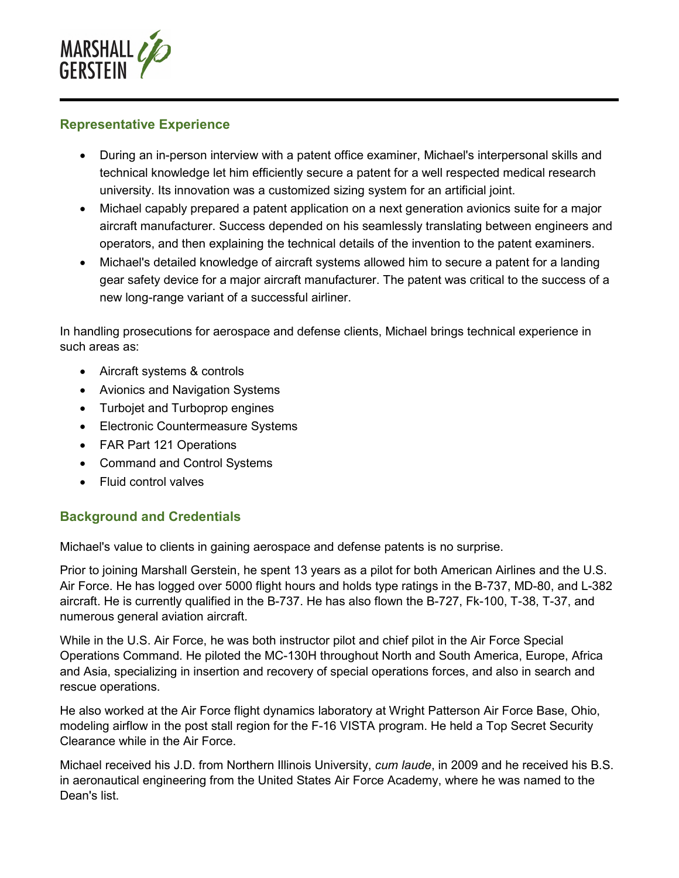## Representative Experience

- During an in-person interview with a patent office examiner, Michael's interpersonal skills and technical knowledge let him efficiently secure a patent for a well respected medical research university. Its innovation was a customized sizing system for an artificial joint.
- Michael capably prepared a patent application on a next generation avionics suite for a major aircraft manufacturer. Success depended on his seamlessly translating between engineers and operators, and then explaining the technical details of the invention to the patent examiners.
- Michael's detailed knowledge of aircraft systems allowed him to secure a patent for a landing gear safety device for a major aircraft manufacturer. The patent was critical to the success of a new long-range variant of a successful airliner.

In handling prosecutions for aerospace and defense clients, Michael brings technical experience in such areas as:

- Aircraft systems & controls
- Avionics and Navigation Systems
- Turbojet and Turboprop engines
- Electronic Countermeasure Systems
- FAR Part 121 Operations
- Command and Control Systems
- Fluid control valves

## Background and Credentials

Michael's value to clients in gaining aerospace and defense patents is no surprise.

Prior to joining Marshall Gerstein, he spent 13 years as a pilot for both American Airlines and the U.S. Air Force. He has logged over 5000 flight hours and holds type ratings in the B-737, MD-80, and L-382 aircraft. He is currently qualified in the B-737. He has also flown the B-727, Fk-100, T-38, T-37, and numerous general aviation aircraft.

While in the U.S. Air Force, he was both instructor pilot and chief pilot in the Air Force Special Operations Command. He piloted the MC-130H throughout North and South America, Europe, Africa and Asia, specializing in insertion and recovery of special operations forces, and also in search and rescue operations.

He also worked at the Air Force flight dynamics laboratory at Wright Patterson Air Force Base, Ohio, modeling airflow in the post stall region for the F-16 VISTA program. He held a Top Secret Security Clearance while in the Air Force.

Michael received his J.D. from Northern Illinois University, *cum laude*, in 2009 and he received his B.S. in aeronautical engineering from the United States Air Force Academy, where he was named to the Dean's list.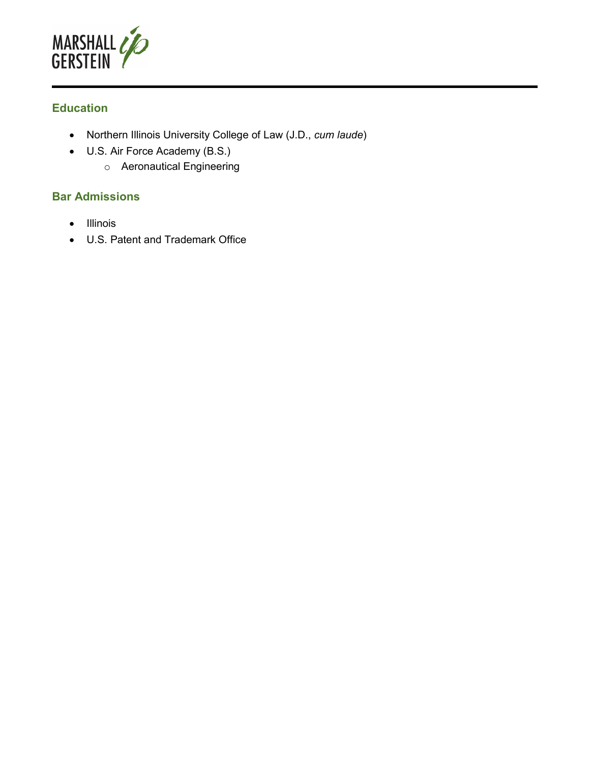## Education

- Northern Illinois University College of Law (J.D., *cum laude*)
- U.S. Air Force Academy (B.S.)
    - Aeronautical Engineering

## Bar Admissions

- Illinois
- U.S. Patent and Trademark Office